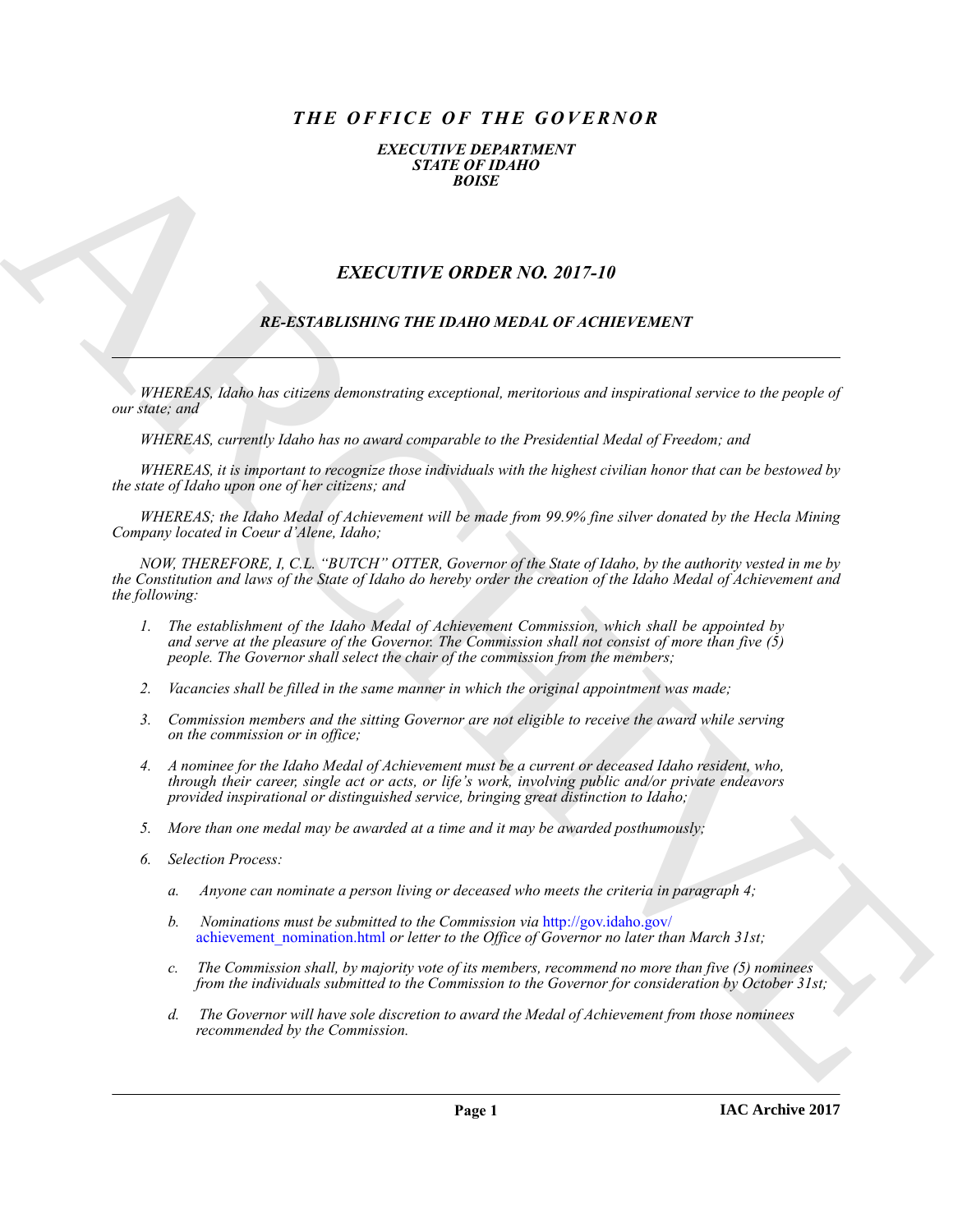# *THE OFFICE OF THE GOVERNOR*

***EXECUTIVE DEPARTMENT***
***STATE OF IDAHO***
***BOISE***

## *EXECUTIVE ORDER NO. 2017-10*

### *RE-ESTABLISHING THE IDAHO MEDAL OF ACHIEVEMENT*

---

*WHEREAS, Idaho has citizens demonstrating exceptional, meritorious and inspirational service to the people of our state; and*

*WHEREAS, currently Idaho has no award comparable to the Presidential Medal of Freedom; and*

*WHEREAS, it is important to recognize those individuals with the highest civilian honor that can be bestowed by the state of Idaho upon one of her citizens; and*

*WHEREAS; the Idaho Medal of Achievement will be made from 99.9% fine silver donated by the Hecla Mining Company located in Coeur d'Alene, Idaho;*

*NOW, THEREFORE, I, C.L. "BUTCH" OTTER, Governor of the State of Idaho, by the authority vested in me by the Constitution and laws of the State of Idaho do hereby order the creation of the Idaho Medal of Achievement and the following:*

1. *The establishment of the Idaho Medal of Achievement Commission, which shall be appointed by and serve at the pleasure of the Governor. The Commission shall not consist of more than five (5) people. The Governor shall select the chair of the commission from the members;*

2. *Vacancies shall be filled in the same manner in which the original appointment was made;*

3. *Commission members and the sitting Governor are not eligible to receive the award while serving on the commission or in office;*

4. *A nominee for the Idaho Medal of Achievement must be a current or deceased Idaho resident, who, through their career, single act or acts, or life's work, involving public and/or private endeavors provided inspirational or distinguished service, bringing great distinction to Idaho;*

5. *More than one medal may be awarded at a time and it may be awarded posthumously;*

6. *Selection Process:*

    a. *Anyone can nominate a person living or deceased who meets the criteria in paragraph 4;*

    b. *Nominations must be submitted to the Commission via* http://gov.idaho.gov/achievement_nomination.html *or letter to the Office of Governor no later than March 31st;*

    c. *The Commission shall, by majority vote of its members, recommend no more than five (5) nominees from the individuals submitted to the Commission to the Governor for consideration by October 31st;*

    d. *The Governor will have sole discretion to award the Medal of Achievement from those nominees recommended by the Commission.*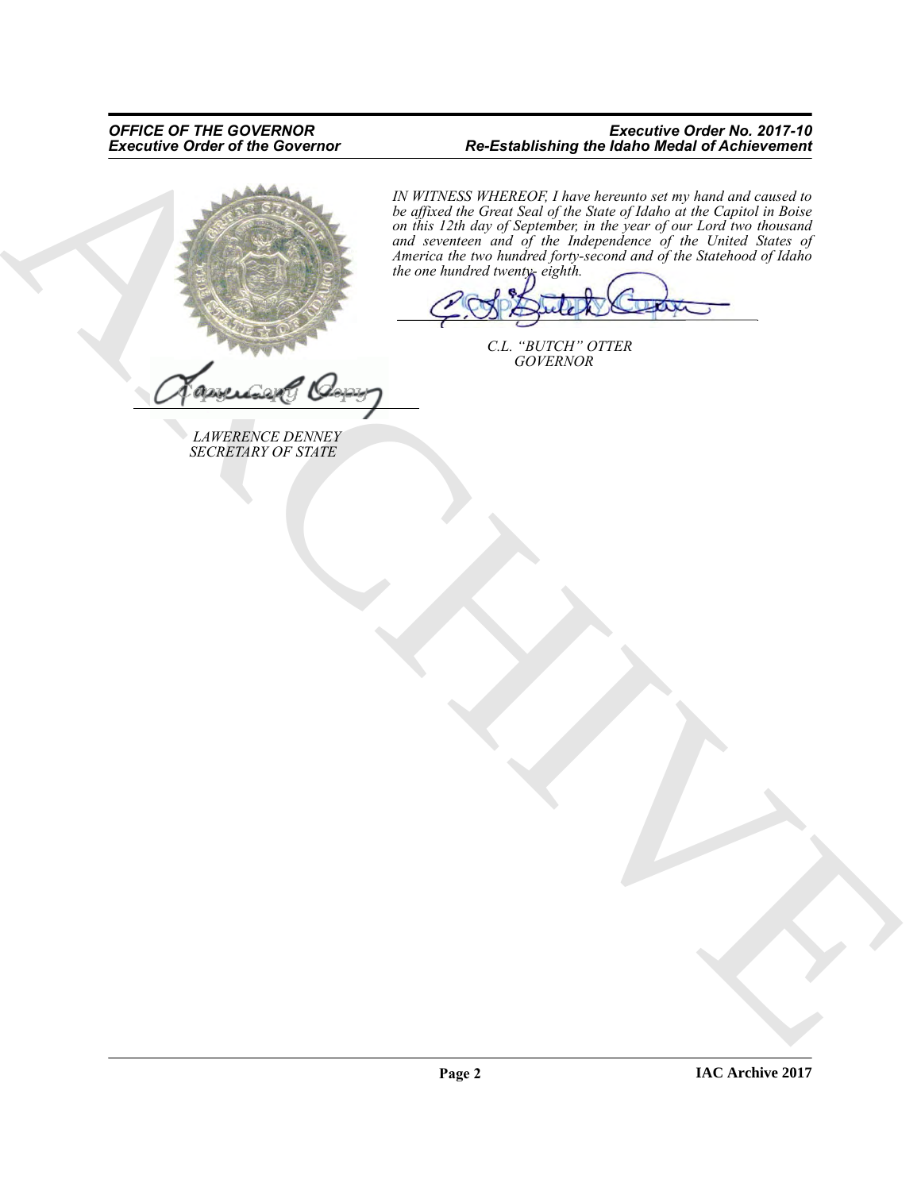*IN WITNESS WHEREOF, I have hereunto set my hand and caused to be affixed the Great Seal of the State of Idaho at the Capitol in Boise on this 12th day of September, in the year of our Lord two thousand and seventeen and of the Independence of the United States of America the two hundred forty-second and of the Statehood of Idaho the one hundred twenty- eighth.*

*C.L. "BUTCH" OTTER*
*GOVERNOR*

*LAWERENCE DENNEY*
*SECRETARY OF STATE*